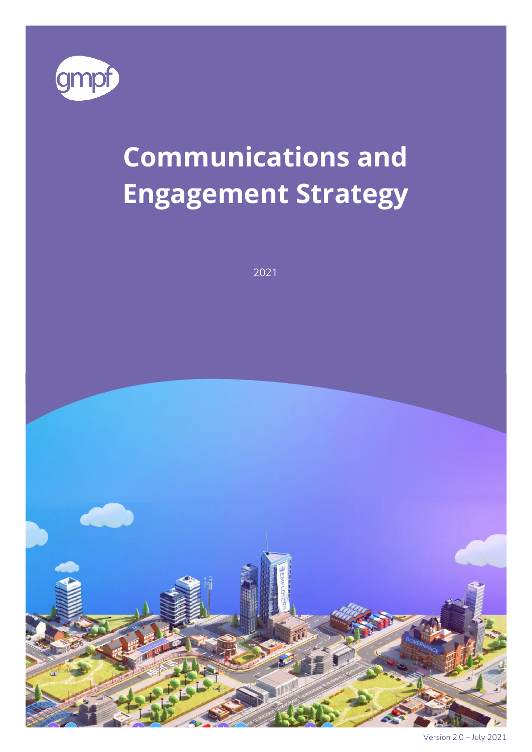gmpf

# Communications and Engagement Strategy

2021

Version 2.0 – July 2021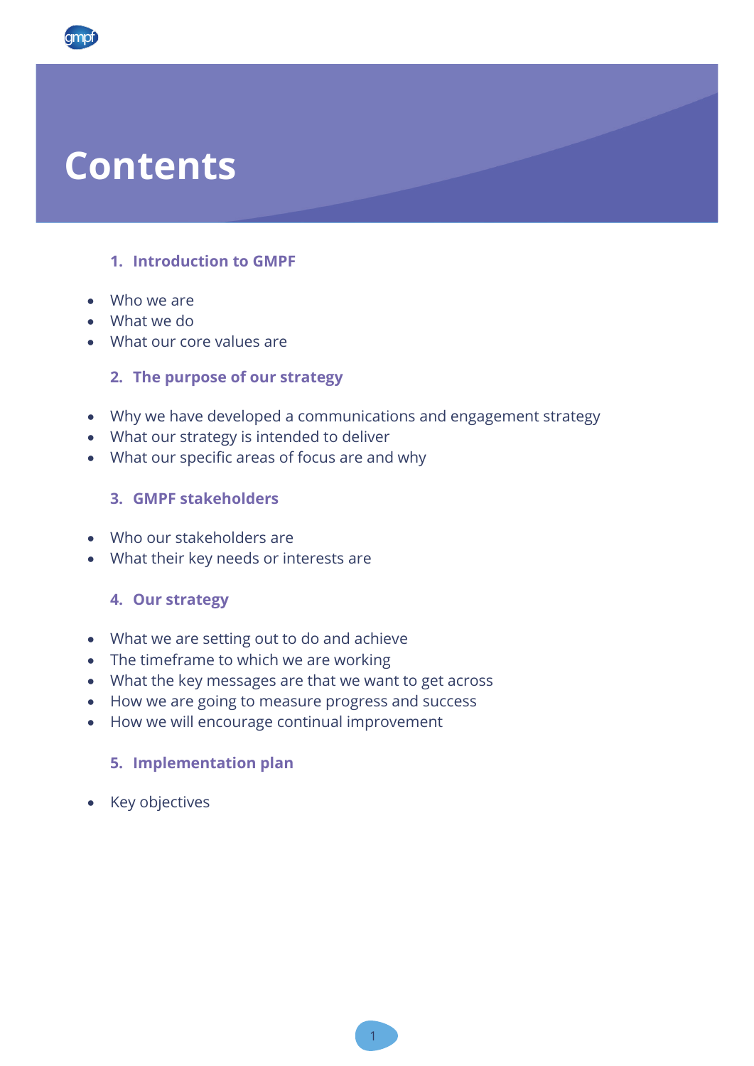# Contents

## 1. Introduction to GMPF

- Who we are
- What we do
- What our core values are

## 2. The purpose of our strategy

- Why we have developed a communications and engagement strategy
- What our strategy is intended to deliver
- What our specific areas of focus are and why

## 3. GMPF stakeholders

- Who our stakeholders are
- What their key needs or interests are

## 4. Our strategy

- What we are setting out to do and achieve
- The timeframe to which we are working
- What the key messages are that we want to get across
- How we are going to measure progress and success
- How we will encourage continual improvement

## 5. Implementation plan

- Key objectives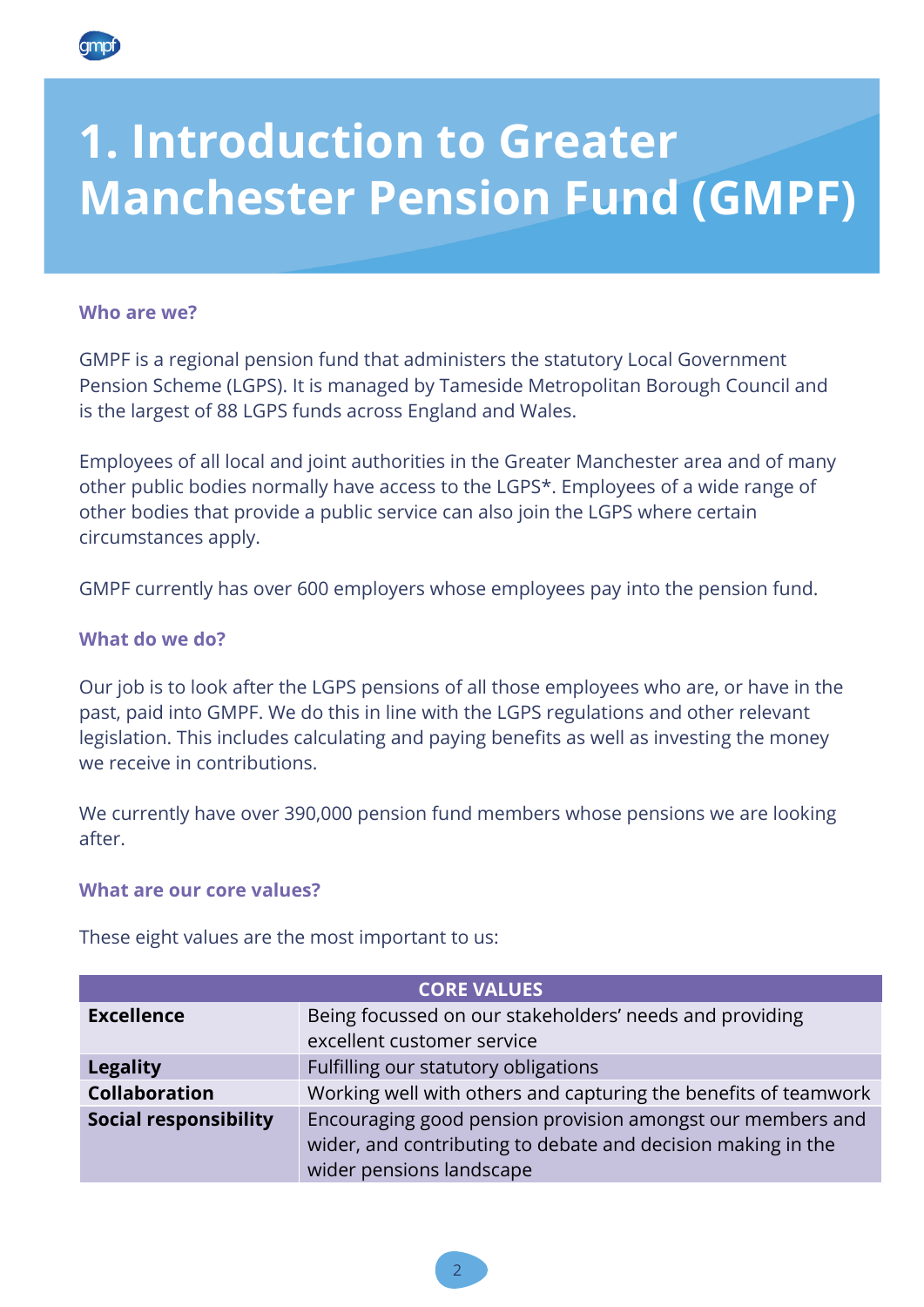# 1. Introduction to Greater Manchester Pension Fund (GMPF)

### Who are we?

GMPF is a regional pension fund that administers the statutory Local Government Pension Scheme (LGPS). It is managed by Tameside Metropolitan Borough Council and is the largest of 88 LGPS funds across England and Wales.

Employees of all local and joint authorities in the Greater Manchester area and of many other public bodies normally have access to the LGPS*. Employees of a wide range of other bodies that provide a public service can also join the LGPS where certain circumstances apply.

GMPF currently has over 600 employers whose employees pay into the pension fund.

### What do we do?

Our job is to look after the LGPS pensions of all those employees who are, or have in the past, paid into GMPF. We do this in line with the LGPS regulations and other relevant legislation. This includes calculating and paying benefits as well as investing the money we receive in contributions.

We currently have over 390,000 pension fund members whose pensions we are looking after.

### What are our core values?

These eight values are the most important to us:

| CORE VALUES | |
|---|---|
| **Excellence** | Being focussed on our stakeholders' needs and providing excellent customer service |
| **Legality** | Fulfilling our statutory obligations |
| **Collaboration** | Working well with others and capturing the benefits of teamwork |
| **Social responsibility** | Encouraging good pension provision amongst our members and wider, and contributing to debate and decision making in the wider pensions landscape |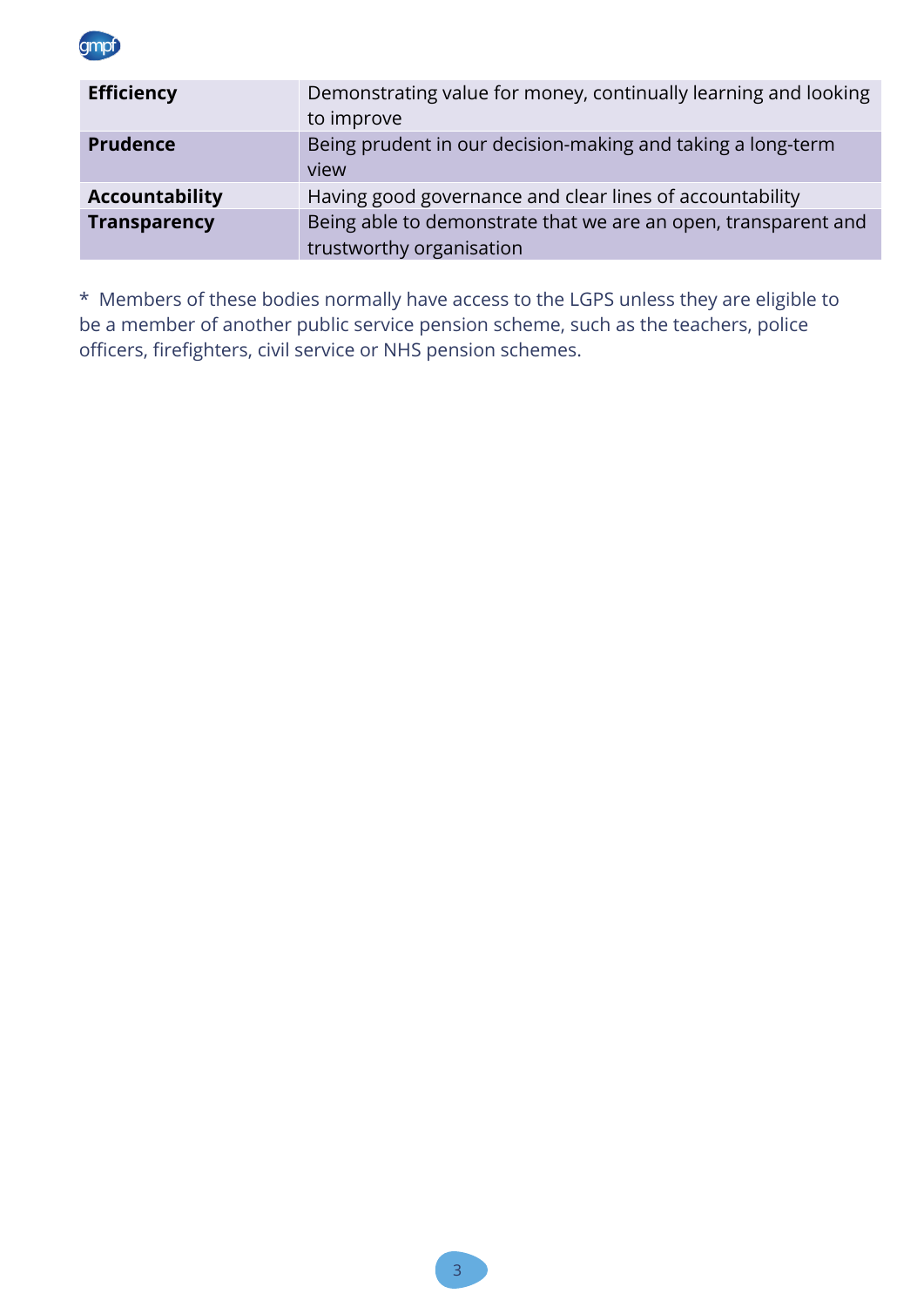| | |
|---|---|
| **Efficiency** | Demonstrating value for money, continually learning and looking to improve |
| **Prudence** | Being prudent in our decision-making and taking a long-term view |
| **Accountability** | Having good governance and clear lines of accountability |
| **Transparency** | Being able to demonstrate that we are an open, transparent and trustworthy organisation |

* Members of these bodies normally have access to the LGPS unless they are eligible to be a member of another public service pension scheme, such as the teachers, police officers, firefighters, civil service or NHS pension schemes.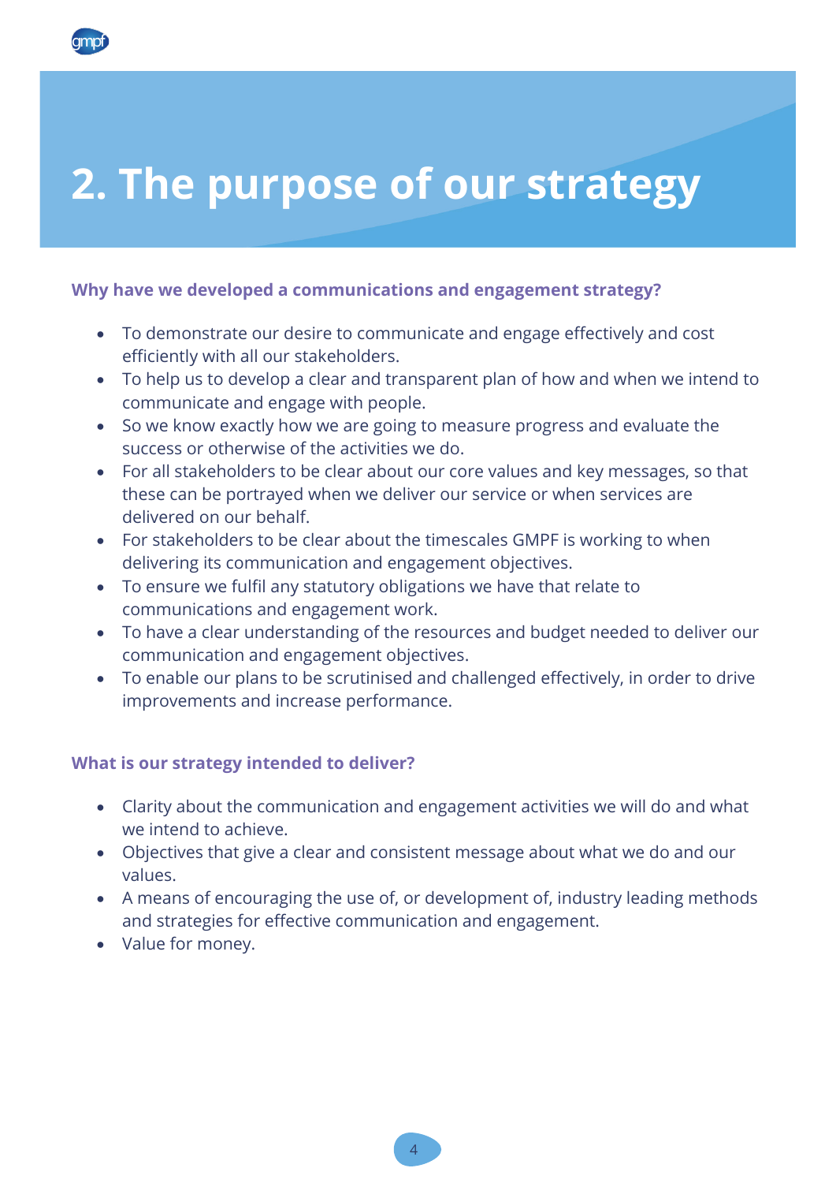# 2. The purpose of our strategy

### Why have we developed a communications and engagement strategy?

- To demonstrate our desire to communicate and engage effectively and cost efficiently with all our stakeholders.
- To help us to develop a clear and transparent plan of how and when we intend to communicate and engage with people.
- So we know exactly how we are going to measure progress and evaluate the success or otherwise of the activities we do.
- For all stakeholders to be clear about our core values and key messages, so that these can be portrayed when we deliver our service or when services are delivered on our behalf.
- For stakeholders to be clear about the timescales GMPF is working to when delivering its communication and engagement objectives.
- To ensure we fulfil any statutory obligations we have that relate to communications and engagement work.
- To have a clear understanding of the resources and budget needed to deliver our communication and engagement objectives.
- To enable our plans to be scrutinised and challenged effectively, in order to drive improvements and increase performance.

### What is our strategy intended to deliver?

- Clarity about the communication and engagement activities we will do and what we intend to achieve.
- Objectives that give a clear and consistent message about what we do and our values.
- A means of encouraging the use of, or development of, industry leading methods and strategies for effective communication and engagement.
- Value for money.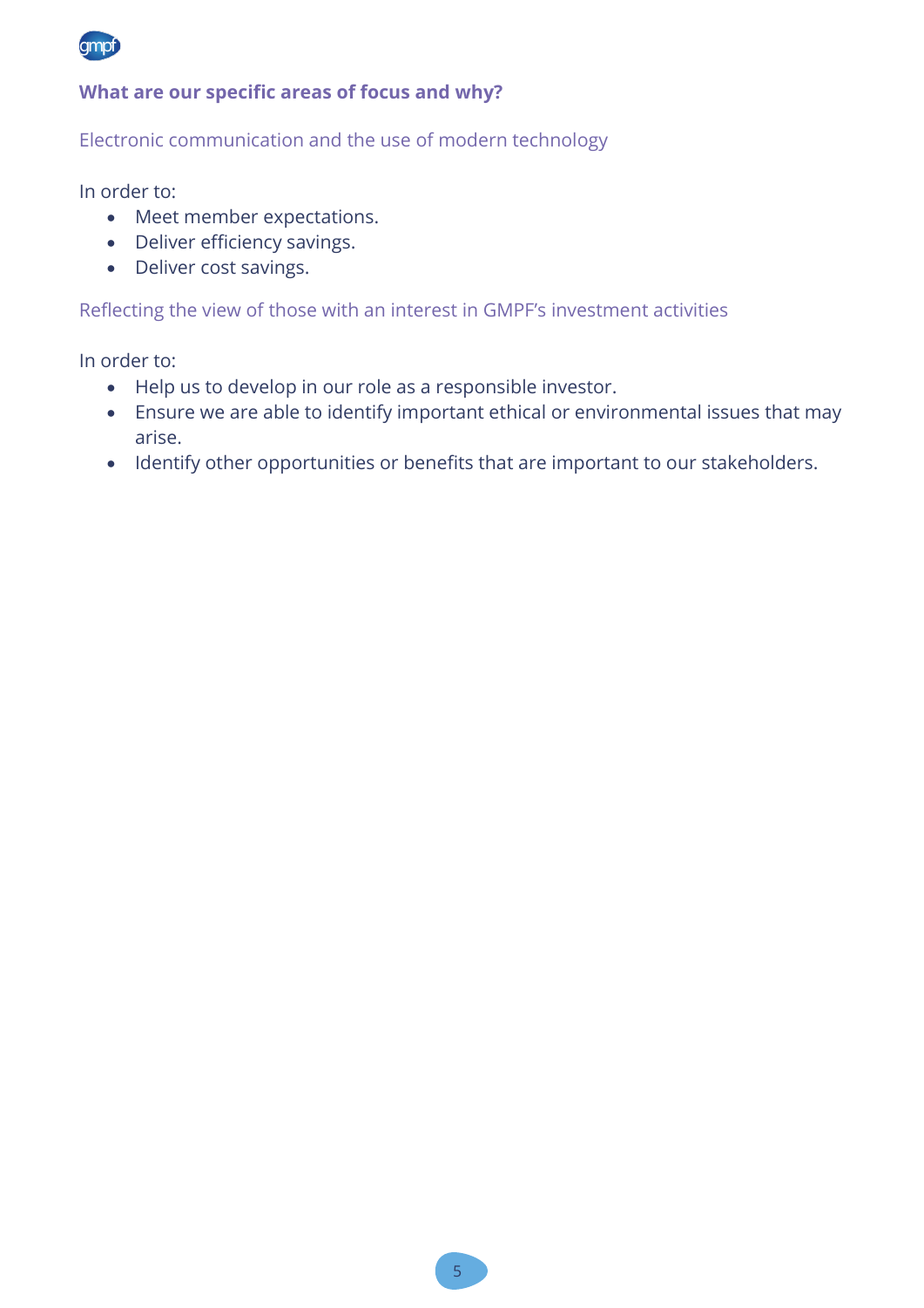## What are our specific areas of focus and why?

### Electronic communication and the use of modern technology

In order to:

- Meet member expectations.
- Deliver efficiency savings.
- Deliver cost savings.

### Reflecting the view of those with an interest in GMPF's investment activities

In order to:

- Help us to develop in our role as a responsible investor.
- Ensure we are able to identify important ethical or environmental issues that may arise.
- Identify other opportunities or benefits that are important to our stakeholders.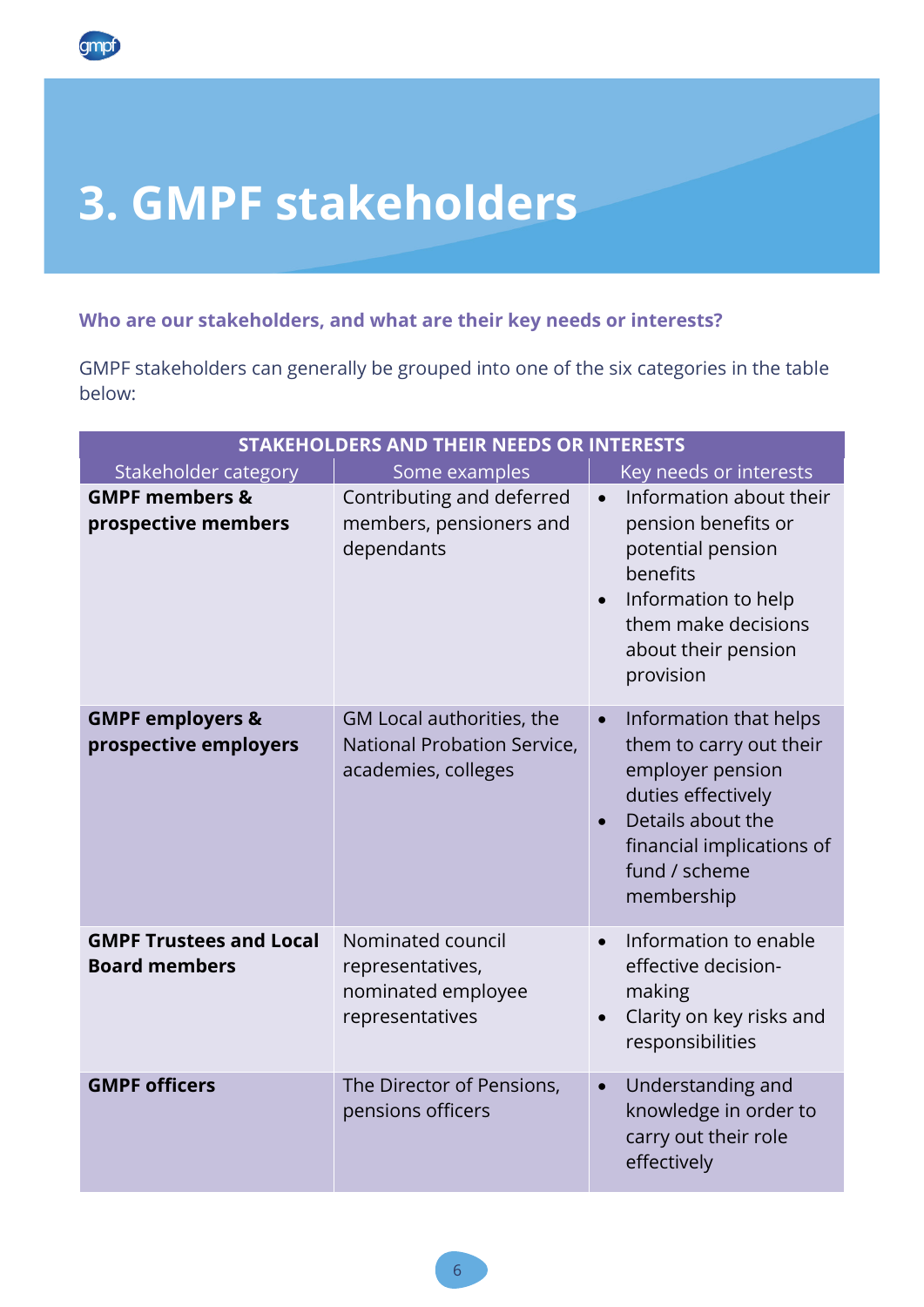# 3. GMPF stakeholders

**Who are our stakeholders, and what are their key needs or interests?**

GMPF stakeholders can generally be grouped into one of the six categories in the table below:

| STAKEHOLDERS AND THEIR NEEDS OR INTERESTS | | |
|---|---|---|
| Stakeholder category | Some examples | Key needs or interests |
| **GMPF members & prospective members** | Contributing and deferred members, pensioners and dependants | • Information about their pension benefits or potential pension benefits<br>• Information to help them make decisions about their pension provision |
| **GMPF employers & prospective employers** | GM Local authorities, the National Probation Service, academies, colleges | • Information that helps them to carry out their employer pension duties effectively<br>• Details about the financial implications of fund / scheme membership |
| **GMPF Trustees and Local Board members** | Nominated council representatives, nominated employee representatives | • Information to enable effective decision-making<br>• Clarity on key risks and responsibilities |
| **GMPF officers** | The Director of Pensions, pensions officers | • Understanding and knowledge in order to carry out their role effectively |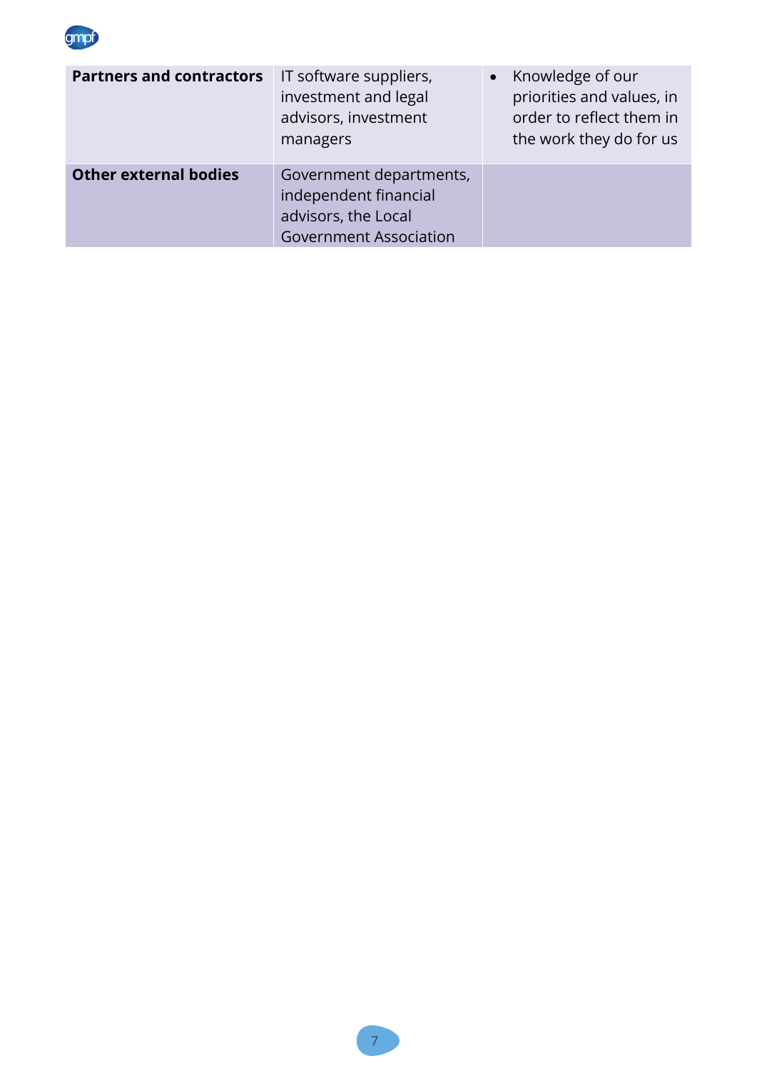| | | |
|---|---|---|
| **Partners and contractors** | IT software suppliers, investment and legal advisors, investment managers | • Knowledge of our priorities and values, in order to reflect them in the work they do for us |
| **Other external bodies** | Government departments, independent financial advisors, the Local Government Association | |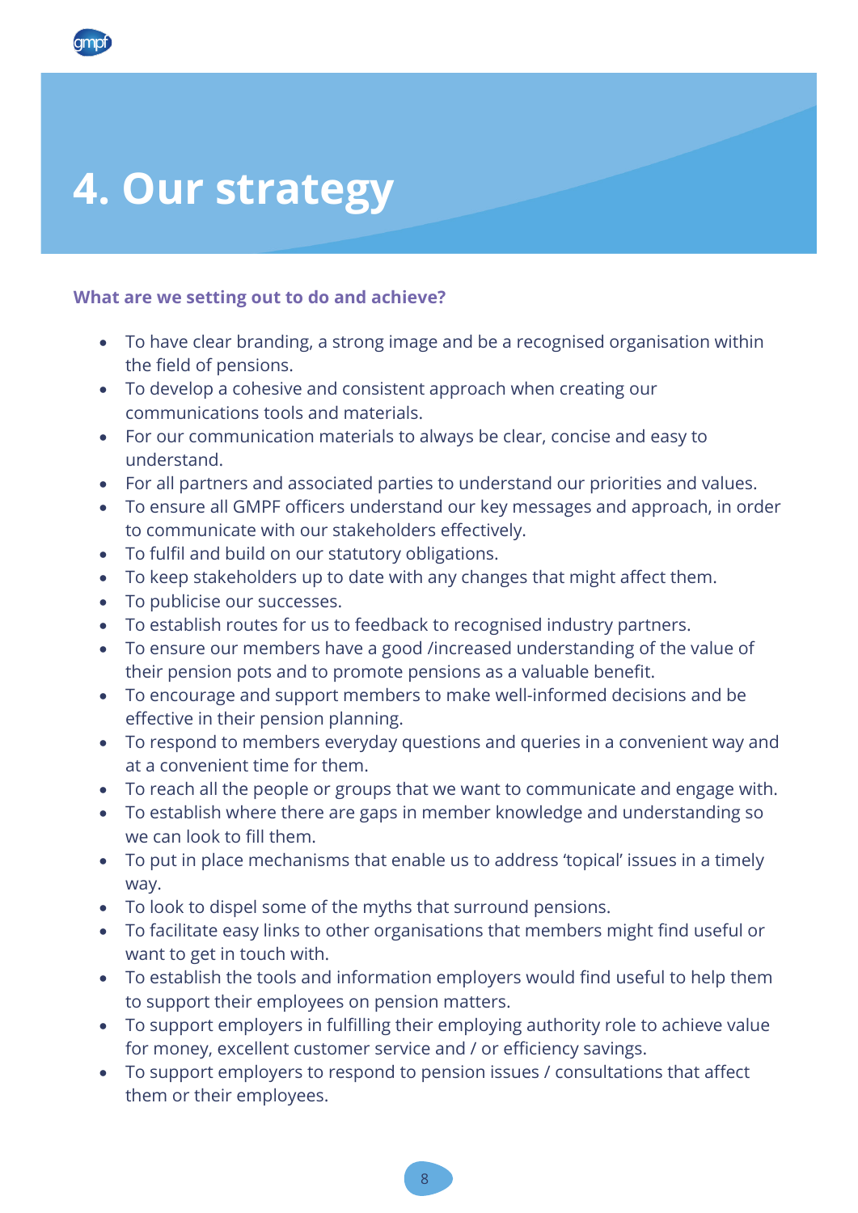# 4. Our strategy

### What are we setting out to do and achieve?

- To have clear branding, a strong image and be a recognised organisation within the field of pensions.
- To develop a cohesive and consistent approach when creating our communications tools and materials.
- For our communication materials to always be clear, concise and easy to understand.
- For all partners and associated parties to understand our priorities and values.
- To ensure all GMPF officers understand our key messages and approach, in order to communicate with our stakeholders effectively.
- To fulfil and build on our statutory obligations.
- To keep stakeholders up to date with any changes that might affect them.
- To publicise our successes.
- To establish routes for us to feedback to recognised industry partners.
- To ensure our members have a good /increased understanding of the value of their pension pots and to promote pensions as a valuable benefit.
- To encourage and support members to make well-informed decisions and be effective in their pension planning.
- To respond to members everyday questions and queries in a convenient way and at a convenient time for them.
- To reach all the people or groups that we want to communicate and engage with.
- To establish where there are gaps in member knowledge and understanding so we can look to fill them.
- To put in place mechanisms that enable us to address 'topical' issues in a timely way.
- To look to dispel some of the myths that surround pensions.
- To facilitate easy links to other organisations that members might find useful or want to get in touch with.
- To establish the tools and information employers would find useful to help them to support their employees on pension matters.
- To support employers in fulfilling their employing authority role to achieve value for money, excellent customer service and / or efficiency savings.
- To support employers to respond to pension issues / consultations that affect them or their employees.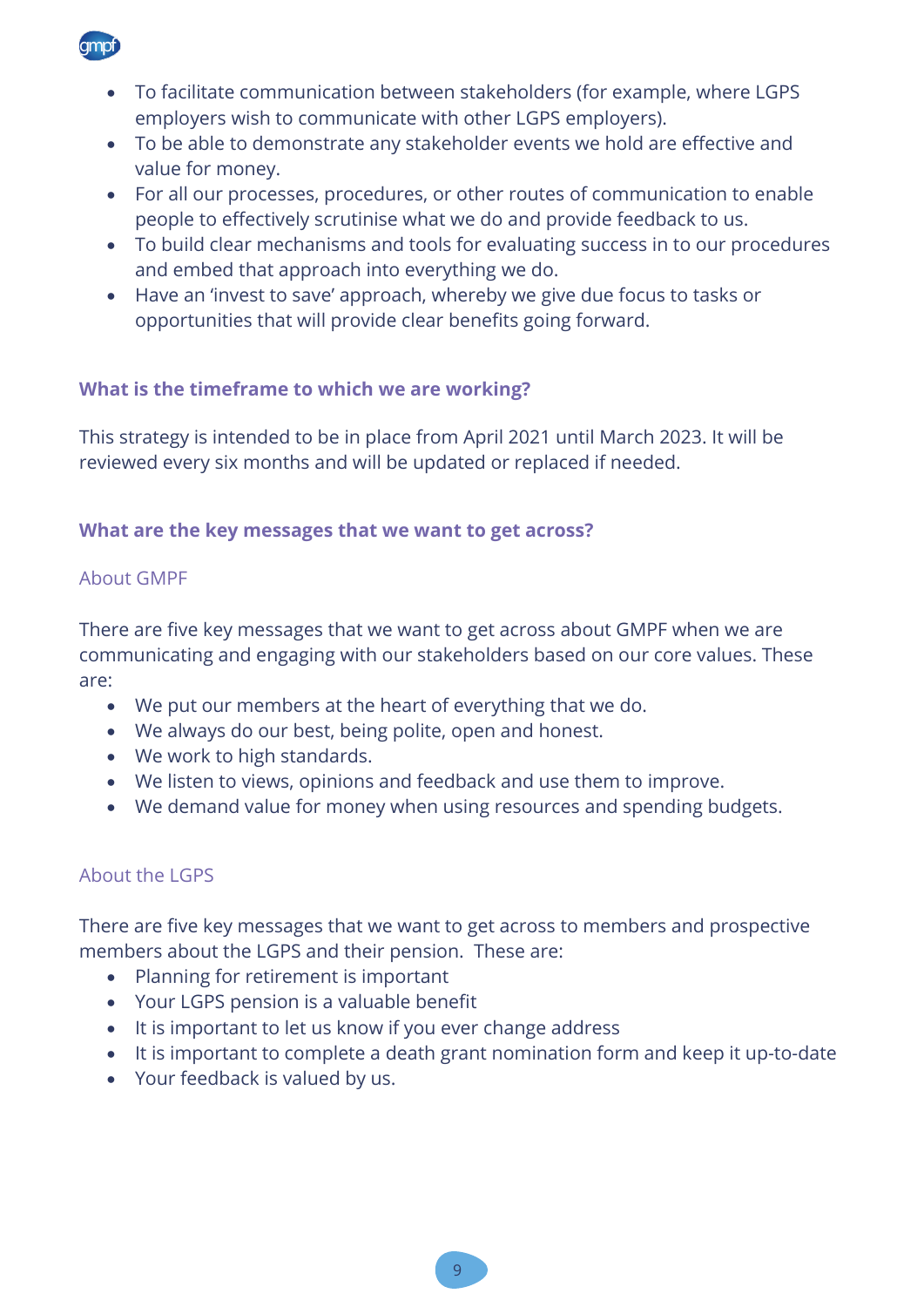- To facilitate communication between stakeholders (for example, where LGPS employers wish to communicate with other LGPS employers).
- To be able to demonstrate any stakeholder events we hold are effective and value for money.
- For all our processes, procedures, or other routes of communication to enable people to effectively scrutinise what we do and provide feedback to us.
- To build clear mechanisms and tools for evaluating success in to our procedures and embed that approach into everything we do.
- Have an 'invest to save' approach, whereby we give due focus to tasks or opportunities that will provide clear benefits going forward.

### What is the timeframe to which we are working?

This strategy is intended to be in place from April 2021 until March 2023. It will be reviewed every six months and will be updated or replaced if needed.

### What are the key messages that we want to get across?

#### About GMPF

There are five key messages that we want to get across about GMPF when we are communicating and engaging with our stakeholders based on our core values. These are:

- We put our members at the heart of everything that we do.
- We always do our best, being polite, open and honest.
- We work to high standards.
- We listen to views, opinions and feedback and use them to improve.
- We demand value for money when using resources and spending budgets.

#### About the LGPS

There are five key messages that we want to get across to members and prospective members about the LGPS and their pension. These are:

- Planning for retirement is important
- Your LGPS pension is a valuable benefit
- It is important to let us know if you ever change address
- It is important to complete a death grant nomination form and keep it up-to-date
- Your feedback is valued by us.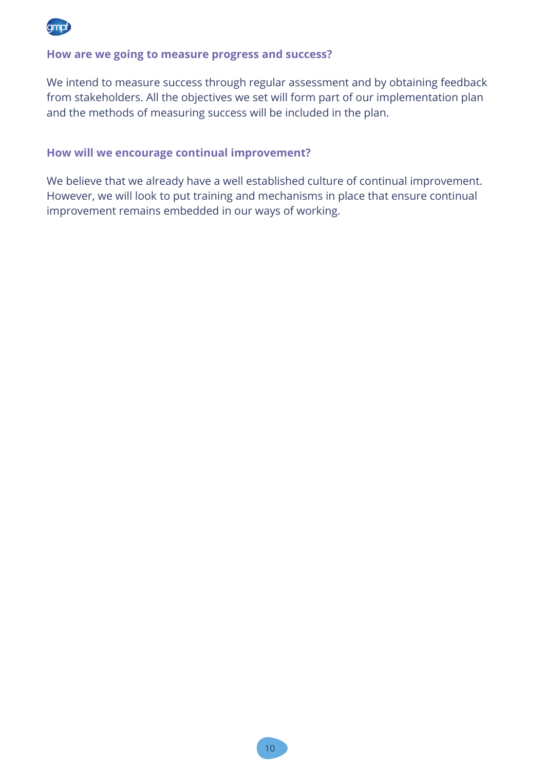### How are we going to measure progress and success?

We intend to measure success through regular assessment and by obtaining feedback from stakeholders. All the objectives we set will form part of our implementation plan and the methods of measuring success will be included in the plan.

### How will we encourage continual improvement?

We believe that we already have a well established culture of continual improvement. However, we will look to put training and mechanisms in place that ensure continual improvement remains embedded in our ways of working.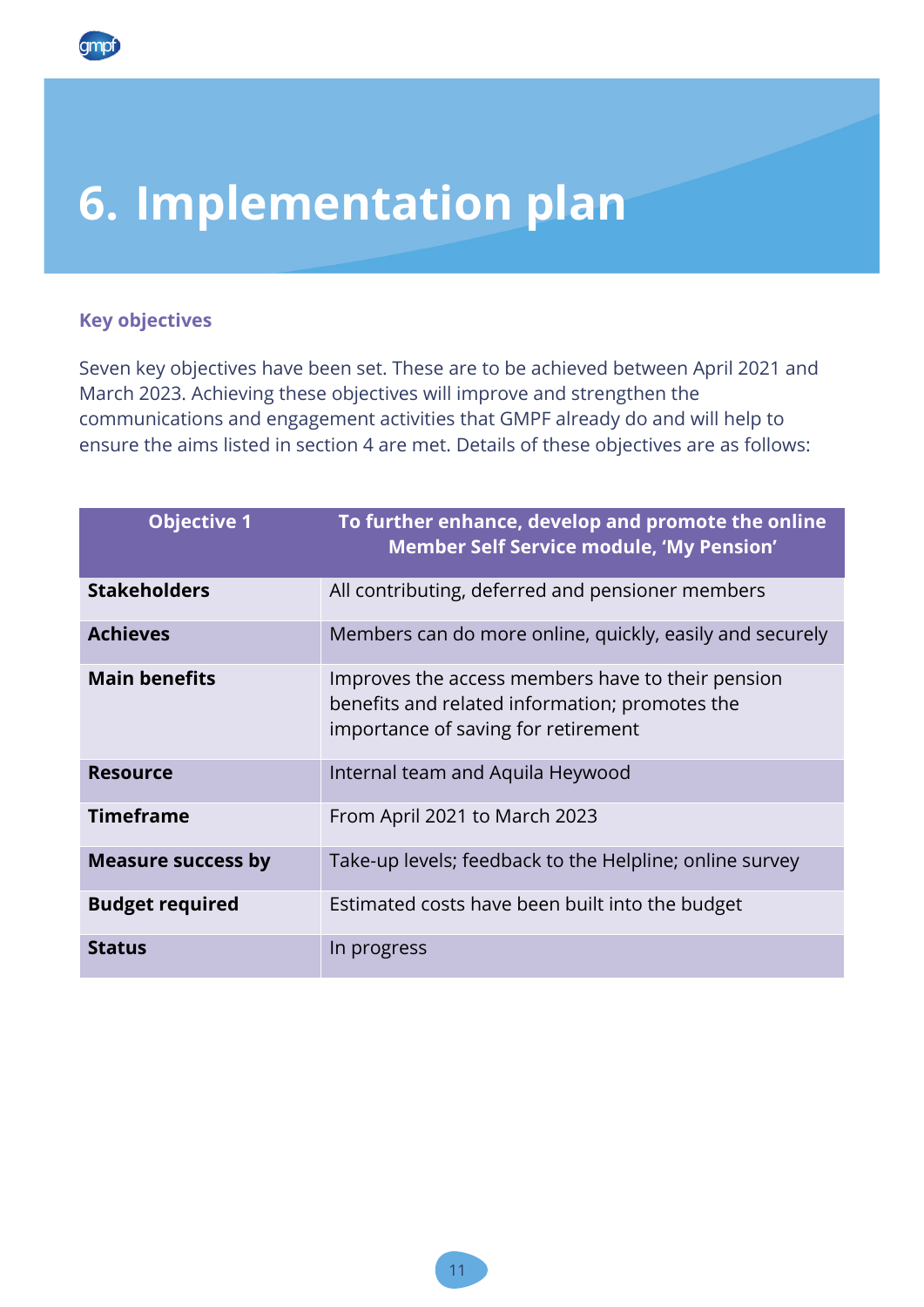# 6. Implementation plan

### Key objectives

Seven key objectives have been set. These are to be achieved between April 2021 and March 2023. Achieving these objectives will improve and strengthen the communications and engagement activities that GMPF already do and will help to ensure the aims listed in section 4 are met. Details of these objectives are as follows:

| Objective 1 | To further enhance, develop and promote the online Member Self Service module, 'My Pension' |
|---|---|
| **Stakeholders** | All contributing, deferred and pensioner members |
| **Achieves** | Members can do more online, quickly, easily and securely |
| **Main benefits** | Improves the access members have to their pension benefits and related information; promotes the importance of saving for retirement |
| **Resource** | Internal team and Aquila Heywood |
| **Timeframe** | From April 2021 to March 2023 |
| **Measure success by** | Take-up levels; feedback to the Helpline; online survey |
| **Budget required** | Estimated costs have been built into the budget |
| **Status** | In progress |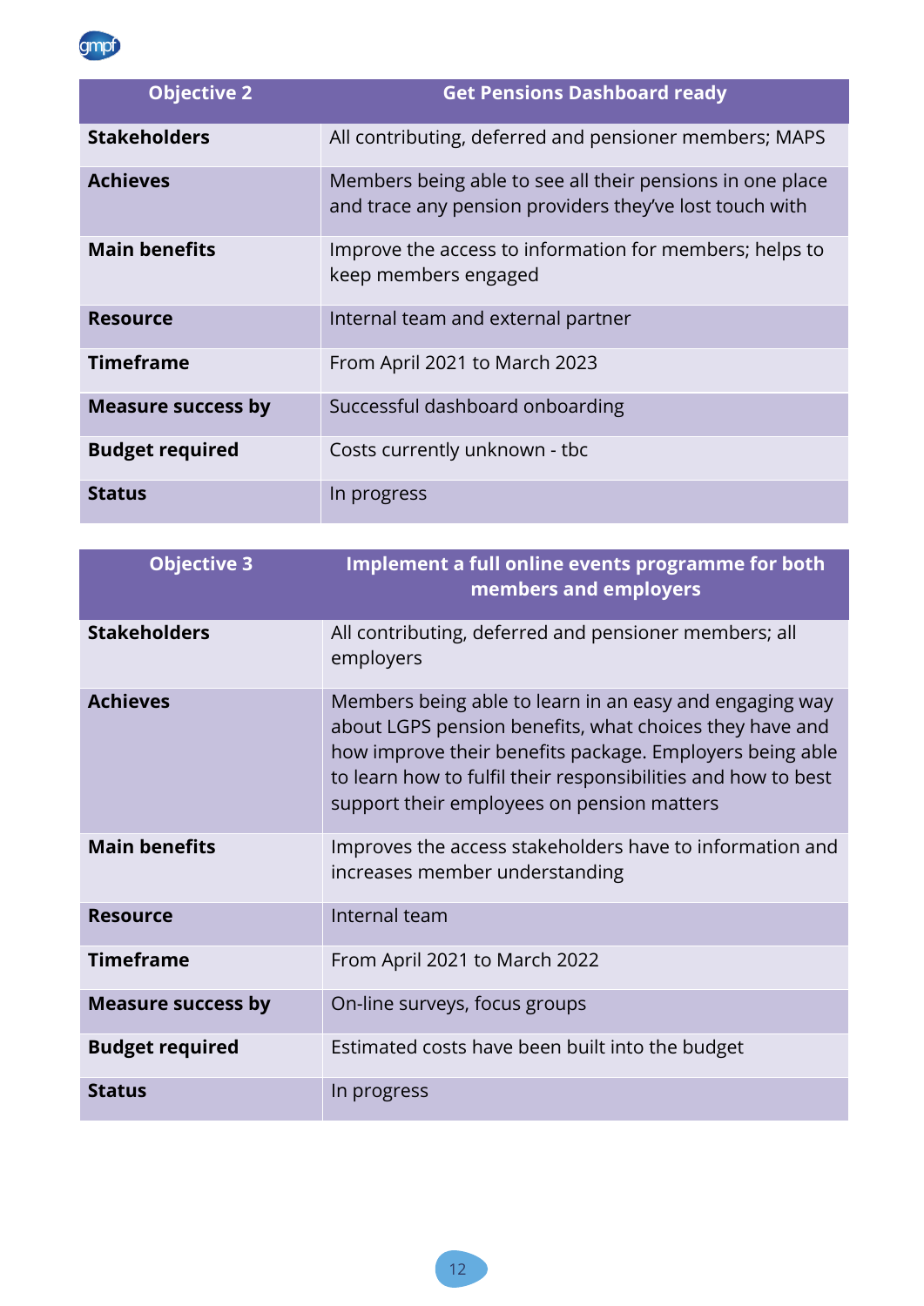| Objective 2 | Get Pensions Dashboard ready |
|---|---|
| **Stakeholders** | All contributing, deferred and pensioner members; MAPS |
| **Achieves** | Members being able to see all their pensions in one place and trace any pension providers they've lost touch with |
| **Main benefits** | Improve the access to information for members; helps to keep members engaged |
| **Resource** | Internal team and external partner |
| **Timeframe** | From April 2021 to March 2023 |
| **Measure success by** | Successful dashboard onboarding |
| **Budget required** | Costs currently unknown - tbc |
| **Status** | In progress |

| Objective 3 | Implement a full online events programme for both members and employers |
|---|---|
| **Stakeholders** | All contributing, deferred and pensioner members; all employers |
| **Achieves** | Members being able to learn in an easy and engaging way about LGPS pension benefits, what choices they have and how improve their benefits package. Employers being able to learn how to fulfil their responsibilities and how to best support their employees on pension matters |
| **Main benefits** | Improves the access stakeholders have to information and increases member understanding |
| **Resource** | Internal team |
| **Timeframe** | From April 2021 to March 2022 |
| **Measure success by** | On-line surveys, focus groups |
| **Budget required** | Estimated costs have been built into the budget |
| **Status** | In progress |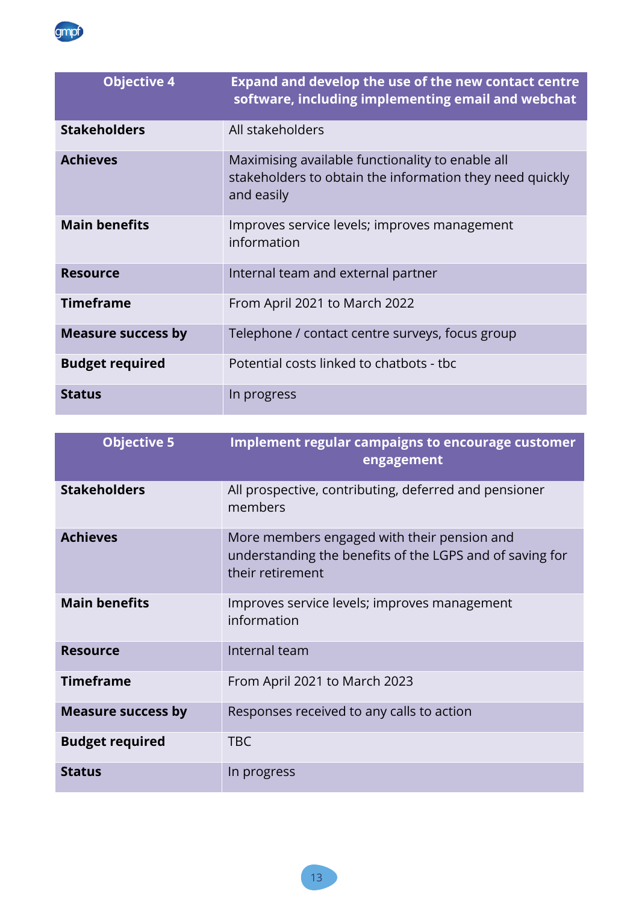| Objective 4 | Expand and develop the use of the new contact centre software, including implementing email and webchat |
|---|---|
| **Stakeholders** | All stakeholders |
| **Achieves** | Maximising available functionality to enable all stakeholders to obtain the information they need quickly and easily |
| **Main benefits** | Improves service levels; improves management information |
| **Resource** | Internal team and external partner |
| **Timeframe** | From April 2021 to March 2022 |
| **Measure success by** | Telephone / contact centre surveys, focus group |
| **Budget required** | Potential costs linked to chatbots - tbc |
| **Status** | In progress |

| Objective 5 | Implement regular campaigns to encourage customer engagement |
|---|---|
| **Stakeholders** | All prospective, contributing, deferred and pensioner members |
| **Achieves** | More members engaged with their pension and understanding the benefits of the LGPS and of saving for their retirement |
| **Main benefits** | Improves service levels; improves management information |
| **Resource** | Internal team |
| **Timeframe** | From April 2021 to March 2023 |
| **Measure success by** | Responses received to any calls to action |
| **Budget required** | TBC |
| **Status** | In progress |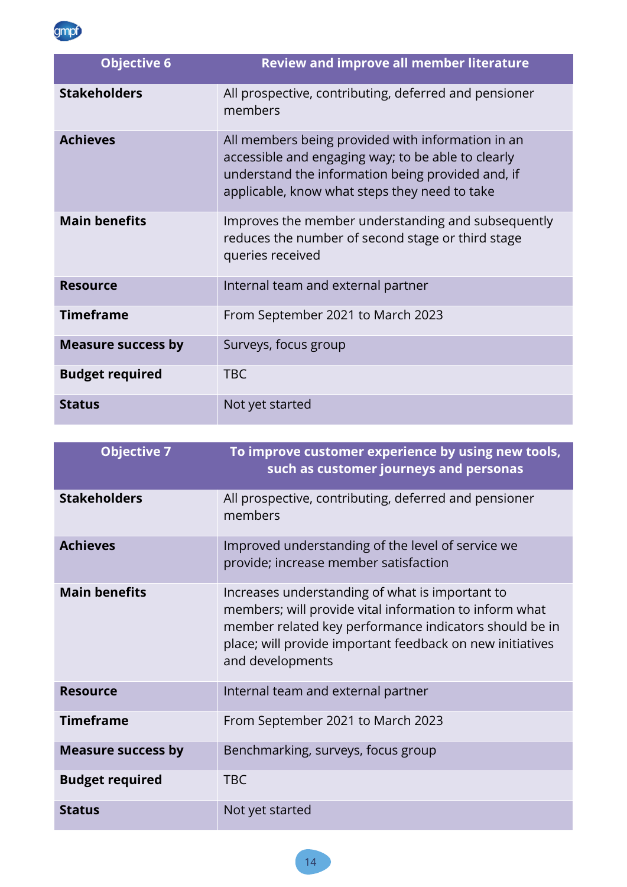| Objective 6 | Review and improve all member literature |
|---|---|
| **Stakeholders** | All prospective, contributing, deferred and pensioner members |
| **Achieves** | All members being provided with information in an accessible and engaging way; to be able to clearly understand the information being provided and, if applicable, know what steps they need to take |
| **Main benefits** | Improves the member understanding and subsequently reduces the number of second stage or third stage queries received |
| **Resource** | Internal team and external partner |
| **Timeframe** | From September 2021 to March 2023 |
| **Measure success by** | Surveys, focus group |
| **Budget required** | TBC |
| **Status** | Not yet started |

| Objective 7 | To improve customer experience by using new tools, such as customer journeys and personas |
|---|---|
| **Stakeholders** | All prospective, contributing, deferred and pensioner members |
| **Achieves** | Improved understanding of the level of service we provide; increase member satisfaction |
| **Main benefits** | Increases understanding of what is important to members; will provide vital information to inform what member related key performance indicators should be in place; will provide important feedback on new initiatives and developments |
| **Resource** | Internal team and external partner |
| **Timeframe** | From September 2021 to March 2023 |
| **Measure success by** | Benchmarking, surveys, focus group |
| **Budget required** | TBC |
| **Status** | Not yet started |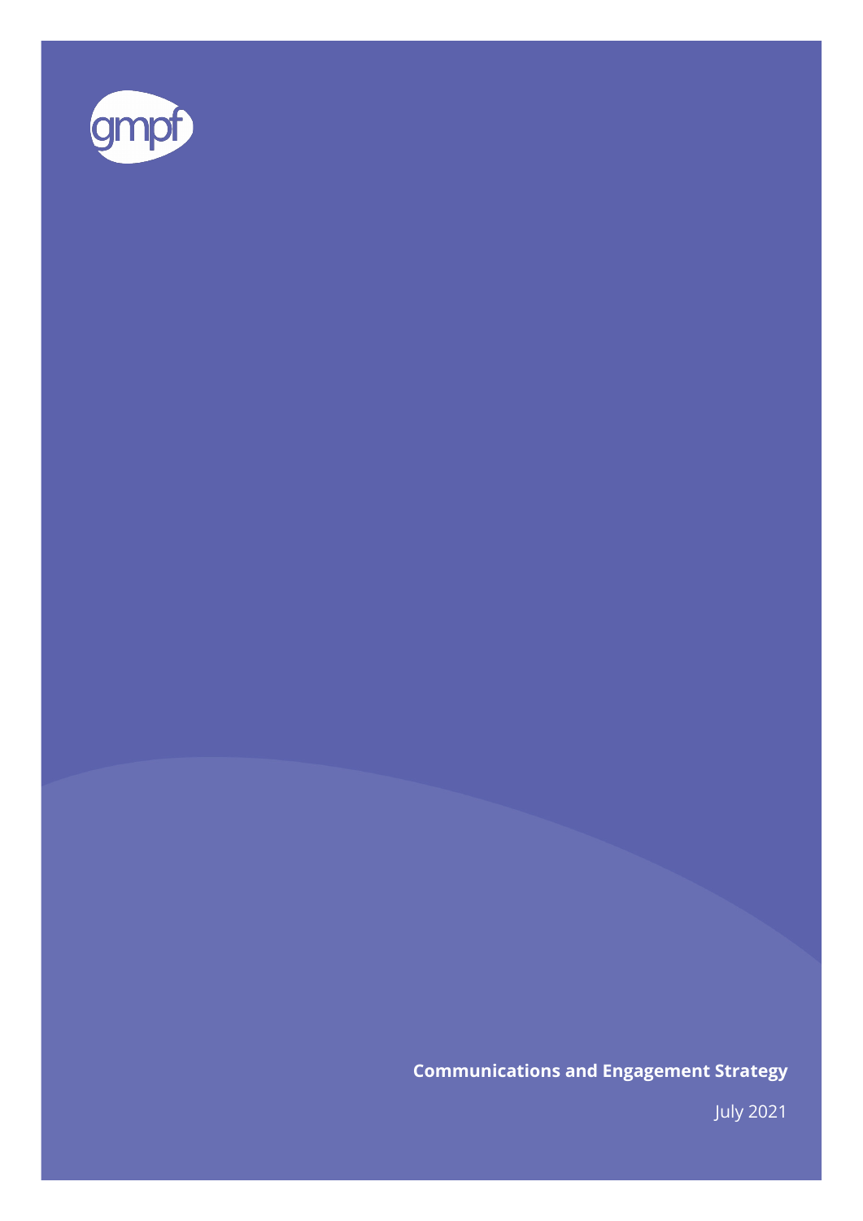gmpf

**Communications and Engagement Strategy**

July 2021